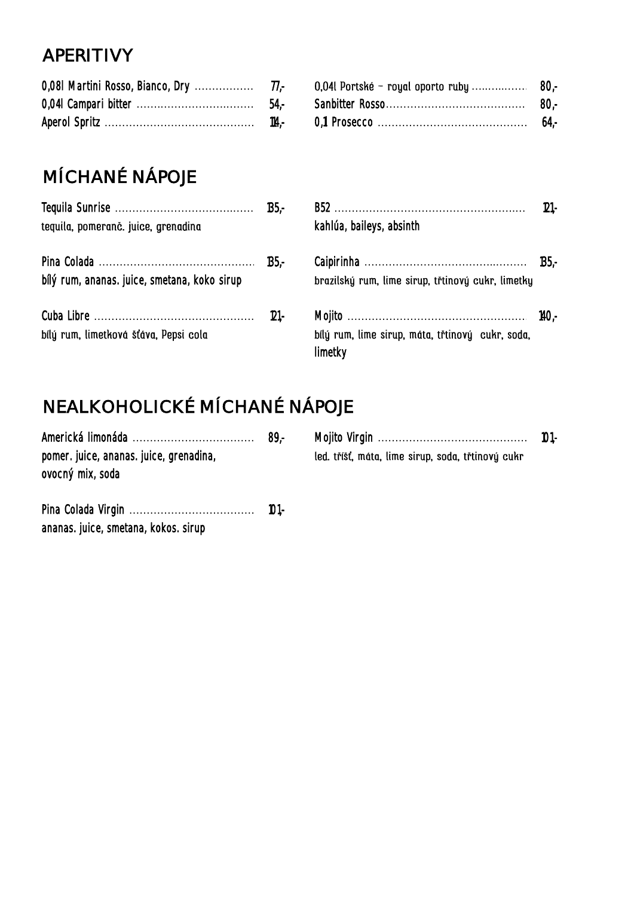# APERITIVY

0,08l Martini Rosso, Bianco, Dry ................. 77,-
0,04l Campari bitter ................................... 54,-
Aperol Spritz ........................................... 114,-

0,04l Portské – royal oporto ruby ................ 80,-
Sanbitter Rosso.......................................... 80,-
0,1 Prosecco ............................................. 64,-

# MÍCHANÉ NÁPOJE

Tequila Sunrise ......................................... 135,-
tequila, pomeranč. juice, grenadina

Pina Colada .............................................. 135,-
bílý rum, ananas. juice, smetana, koko sirup

Cuba Libre ............................................... 121,-
bílý rum, limetková šťáva, Pepsi cola

B52 ........................................................ 121,-
kahlúa, baileys, absinth

Caipirinha ................................................ 135,-
brazilský rum, lime sirup, třtinový cukr, limetky

Mojito .................................................... 140,-
bílý rum, lime sirup, máta, třtinový cukr, soda, limetky

# NEALKOHOLICKÉ MÍCHANÉ NÁPOJE

Americká limonáda .................................... 89,-
pomer. juice, ananas. juice, grenadina, ovocný mix, soda

Pina Colada Virgin ..................................... 101,-
ananas. juice, smetana, kokos. sirup

Mojito Virgin ............................................ 101,-
led. tříšť, máta, lime sirup, soda, třtinový cukr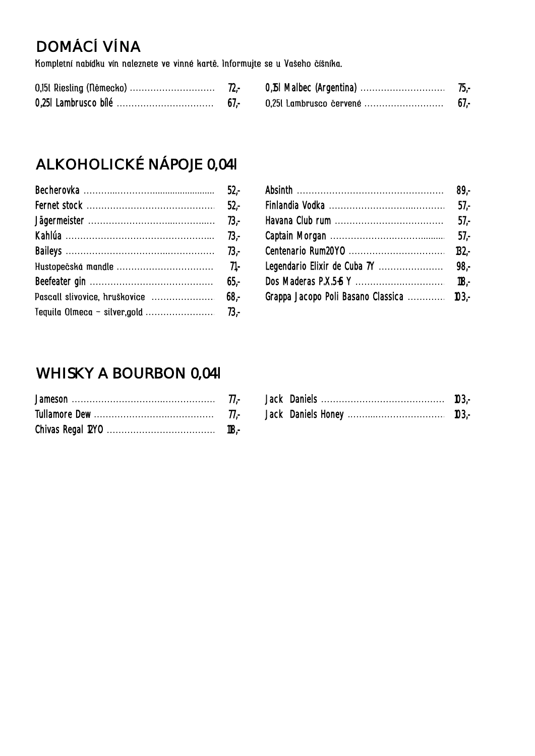## DOMÁCÍ VÍNA

Kompletní nabídku vín naleznete ve vinné kartě. Informujte se u Vašeho číšníka.

| | | | |
|---|---|---|---|
| 0,15l Riesling (Německo) | 72,- | 0,15l Malbec (Argentina) | 75,- |
| 0,25l Lambrusco bílé | 67,- | 0,25l Lambrusco červené | 67,- |

## ALKOHOLICKÉ NÁPOJE 0,04l

| | | | |
|---|---|---|---|
| Becherovka | 52,- | Absinth | 89,- |
| Fernet stock | 52,- | Finlandia Vodka | 57,- |
| Jägermeister | 73,- | Havana Club rum | 57,- |
| Kahlúa | 73,- | Captain Morgan | 57,- |
| Baileys | 73,- | Centenario Rum20YO | 132,- |
| Hustopečská mandle | 71,- | Legendario Elixir de Cuba 7Y | 98,- |
| Beefeater gin | 65,- | Dos Maderas P.X.5+5 Y | 118,- |
| Pascall slivovice, hruškovice | 68,- | Grappa Jacopo Poli Basano Classica | 103,- |
| Tequila Olmeca – silver,gold | 73,- | | |

## WHISKY A BOURBON 0,04l

| | | | |
|---|---|---|---|
| Jameson | 77,- | Jack Daniels | 103,- |
| Tullamore Dew | 77,- | Jack Daniels Honey | 103,- |
| Chivas Regal 12YO | 118,- | | |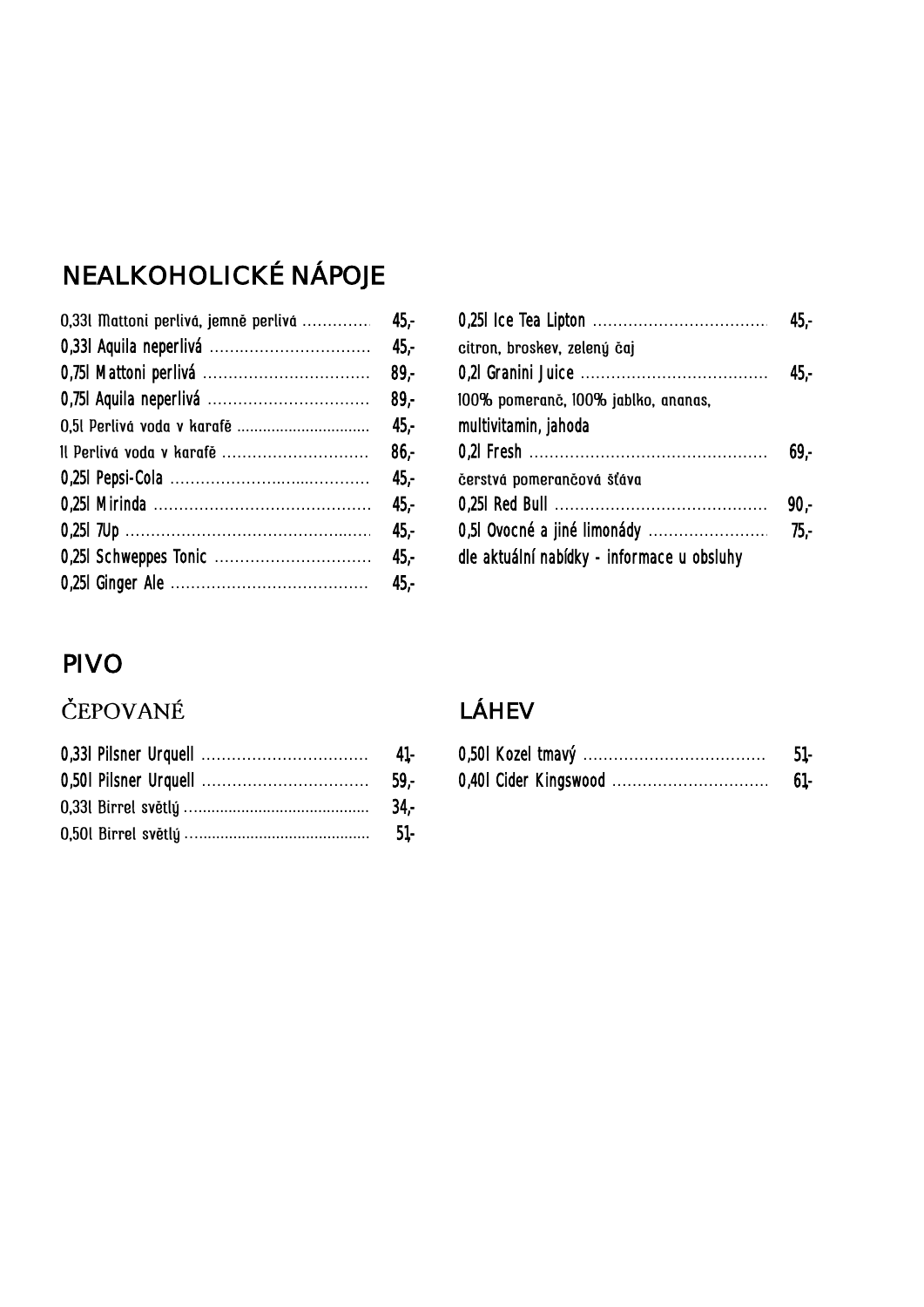# NEALKOHOLICKÉ NÁPOJE

| | |
|---|---|
| 0,33l Mattoni perlivá, jemně perlivá | 45,- |
| 0,33l Aquila neperlivá | 45,- |
| 0,75l Mattoni perlivá | 89,- |
| 0,75l Aquila neperlivá | 89,- |
| 0,5l Perlivá voda v karafě | 45,- |
| 1l Perlivá voda v karafě | 86,- |
| 0,25l Pepsi-Cola | 45,- |
| 0,25l Mirinda | 45,- |
| 0,25l 7Up | 45,- |
| 0,25l Schweppes Tonic | 45,- |
| 0,25l Ginger Ale | 45,- |

| | |
|---|---|
| 0,25l Ice Tea Lipton<br>citron, broskev, zelený čaj | 45,- |
| 0,2l Granini Juice<br>100% pomeranč, 100% jablko, ananas, multivitamin, jahoda | 45,- |
| 0,2l Fresh<br>čerstvá pomerančová šťáva | 69,- |
| 0,25l Red Bull | 90,- |
| 0,5l Ovocné a jiné limonády<br>dle aktuální nabídky - informace u obsluhy | 75,- |

# PIVO

## ČEPOVANÉ

| | |
|---|---|
| 0,33l Pilsner Urquell | 41,- |
| 0,50l Pilsner Urquell | 59,- |
| 0,33l Birrel světlý | 34,- |
| 0,50l Birrel světlý | 51,- |

## LÁHEV

| | |
|---|---|
| 0,50l Kozel tmavý | 51,- |
| 0,40l Cider Kingswood | 61,- |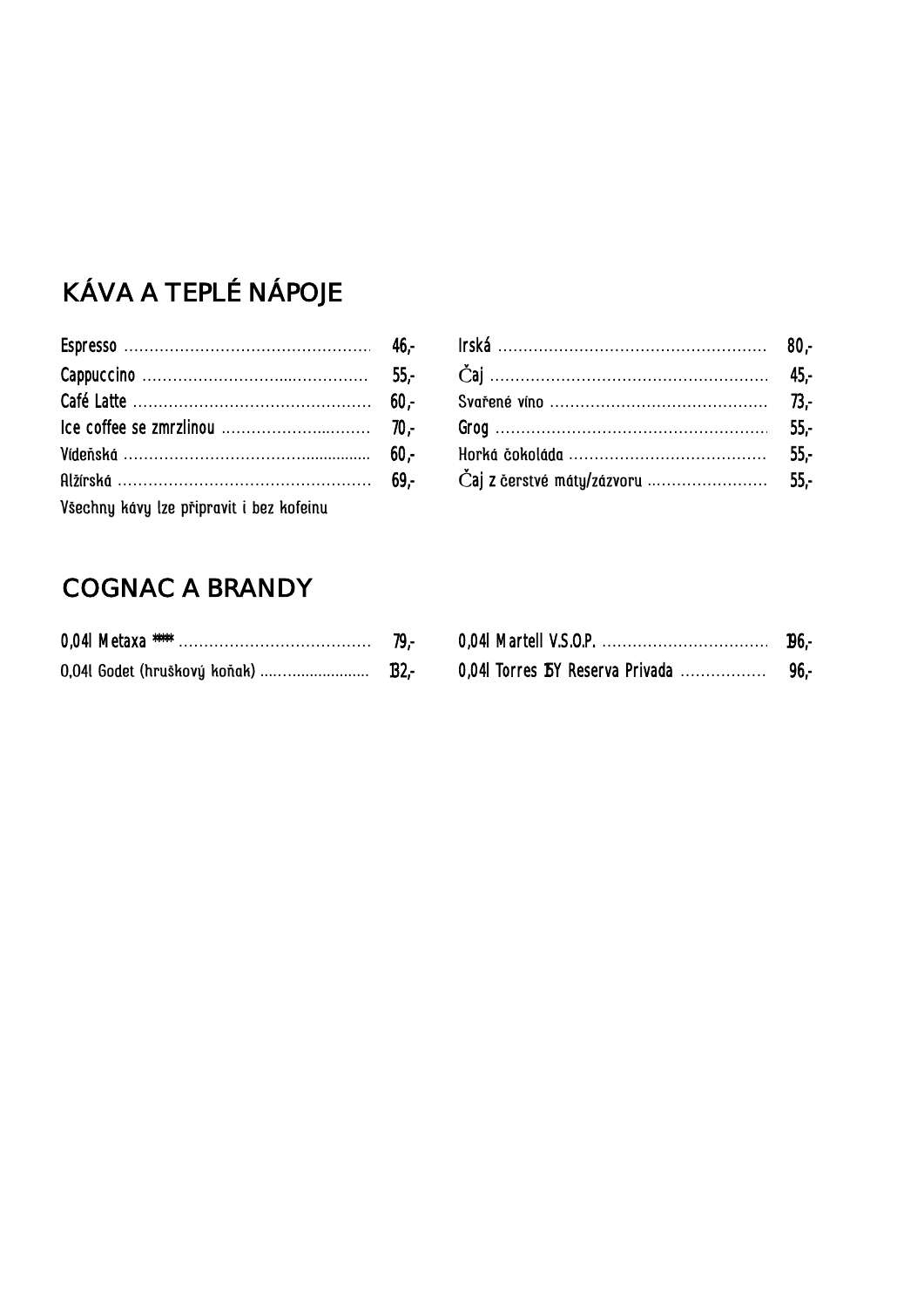## KÁVA A TEPLÉ NÁPOJE

| Položka | Cena |
|---|---|
| Espresso | 46,- |
| Cappuccino | 55,- |
| Café Latte | 60,- |
| Ice coffee se zmrzlinou | 70,- |
| Vídeňská | 60,- |
| Alžírská | 69,- |
| Irská | 80,- |
| Čaj | 45,- |
| Svařené víno | 73,- |
| Grog | 55,- |
| Horká čokoláda | 55,- |
| Čaj z čerstvé máty/zázvoru | 55,- |

Všechny kávy lze připravit i bez kofeinu

## COGNAC A BRANDY

| Položka | Cena |
|---|---|
| 0,04l Metaxa ***** | 79,- |
| 0,04l Godet (hruškový koňak) | 132,- |
| 0,04l Martell V.S.O.P. | 196,- |
| 0,04l Torres 15Y Reserva Privada | 96,- |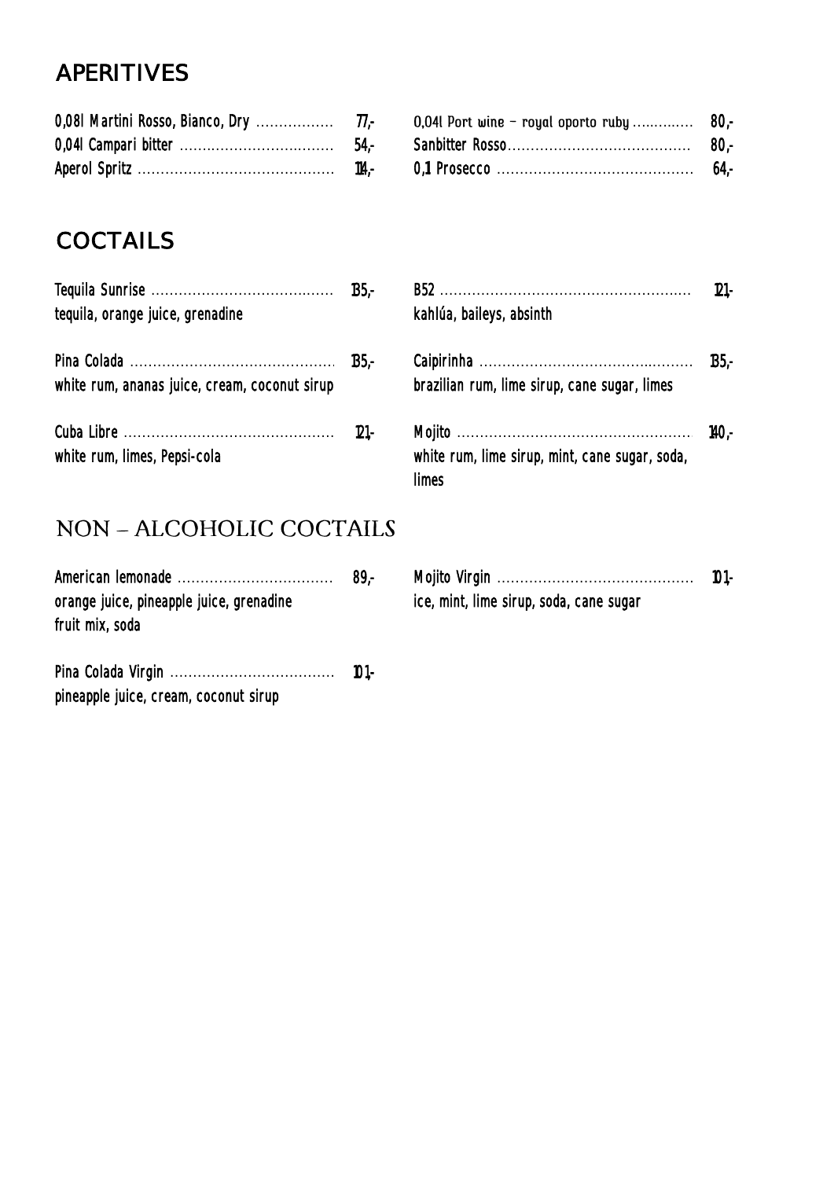## APERITIVES

0,08l Martini Rosso, Bianco, Dry ................. 77,-
0,04l Campari bitter ................................... 54,-
Aperol Spritz .......................................... 114,-

0,04l Port wine – royal oporto ruby .............. 80,-
Sanbitter Rosso........................................ 80,-
0,1 Prosecco ........................................... 64,-

## COCTAILS

Tequila Sunrise ........................................ 135,-
tequila, orange juice, grenadine

Pina Colada ............................................. 135,-
white rum, ananas juice, cream, coconut sirup

Cuba Libre .............................................. 121,-
white rum, limes, Pepsi-cola

B52 ....................................................... 121,-
kahlúa, baileys, absinth

Caipirinha .............................................. 135,-
brazilian rum, lime sirup, cane sugar, limes

Mojito ................................................... 140,-
white rum, lime sirup, mint, cane sugar, soda, limes

## NON – ALCOHOLIC COCTAILS

American lemonade ................................... 89,-
orange juice, pineapple juice, grenadine fruit mix, soda

Pina Colada Virgin .................................... 101,-
pineapple juice, cream, coconut sirup

Mojito Virgin ........................................... 101,-
ice, mint, lime sirup, soda, cane sugar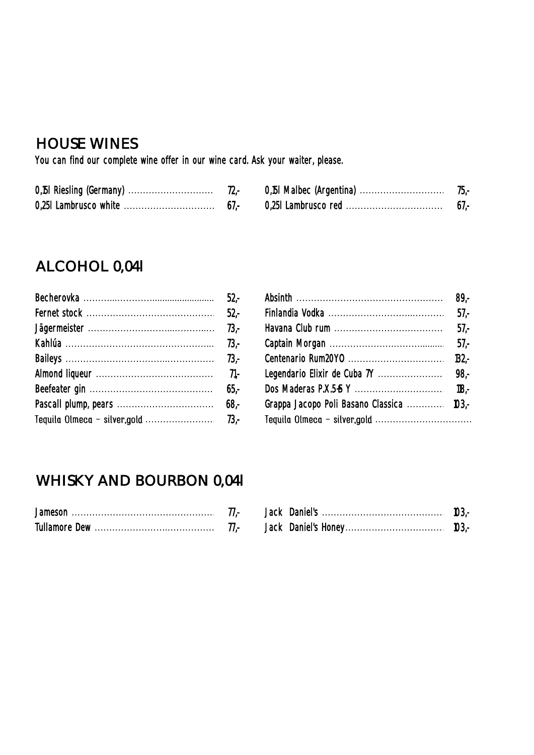## HOUSE WINES

You can find our complete wine offer in our wine card. Ask your waiter, please.

| | | | |
|---|---|---|---|
| 0,15l Riesling (Germany) | 72,- | 0,15l Malbec (Argentina) | 75,- |
| 0,25l Lambrusco white | 67,- | 0,25l Lambrusco red | 67,- |

## ALCOHOL 0,04l

| | | | |
|---|---|---|---|
| Becherovka | 52,- | Absinth | 89,- |
| Fernet stock | 52,- | Finlandia Vodka | 57,- |
| Jägermeister | 73,- | Havana Club rum | 57,- |
| Kahlúa | 73,- | Captain Morgan | 57,- |
| Baileys | 73,- | Centenario Rum20YO | 132,- |
| Almond liqueur | 71,- | Legendario Elixir de Cuba 7Y | 98,- |
| Beefeater gin | 65,- | Dos Maderas P.X.5+5 Y | 118,- |
| Pascall plump, pears | 68,- | Grappa Jacopo Poli Basano Classica | 103,- |
| Tequila Olmeca – silver,gold | 73,- | Tequila Olmeca – silver,gold | |

## WHISKY AND BOURBON 0,04l

| | | | |
|---|---|---|---|
| Jameson | 77,- | Jack Daniel's | 103,- |
| Tullamore Dew | 77,- | Jack Daniel's Honey | 103,- |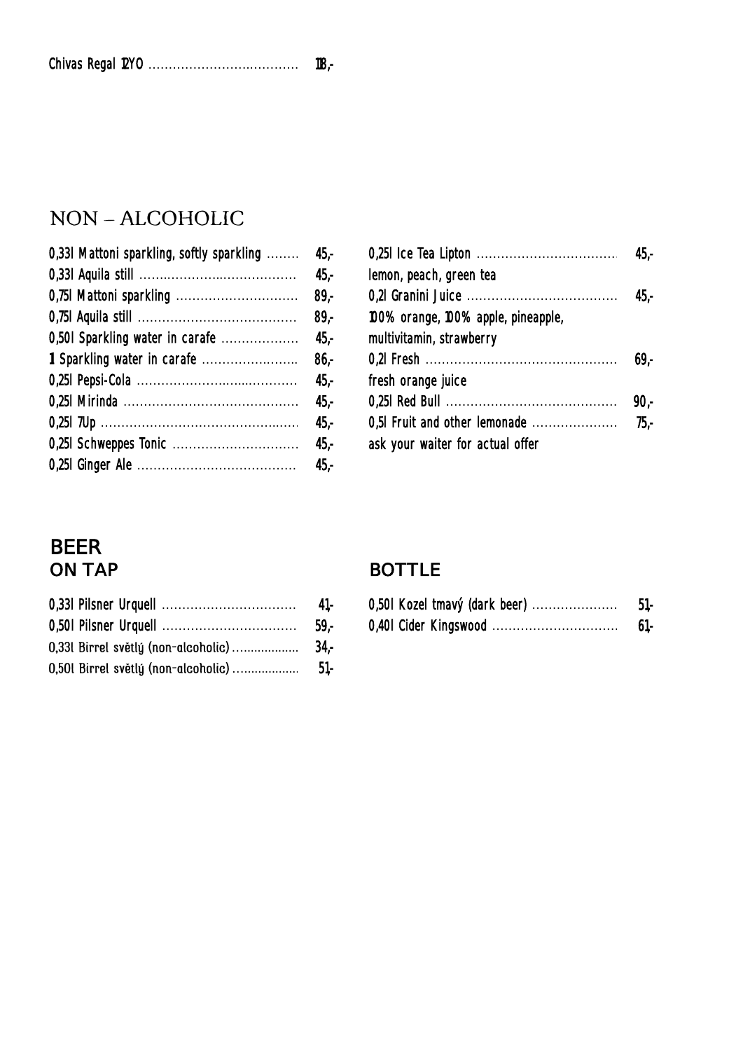Chivas Regal 12YO ..................................... 118,-

## NON – ALCOHOLIC

0,33l Mattoni sparkling, softly sparkling ........ 45,-
0,33l Aquila still ..................................... 45,-
0,75l Mattoni sparkling .............................. 89,-
0,75l Aquila still ....................................... 89,-
0,50l Sparkling water in carafe .................. 45,-
1 Sparkling water in carafe ........................ 86,-
0,25l Pepsi-Cola ........................................ 45,-
0,25l Mirinda ........................................... 45,-
0,25l 7Up ................................................. 45,-
0,25l Schweppes Tonic ................................ 45,-
0,25l Ginger Ale ........................................ 45,-

0,25l Ice Tea Lipton .................................. 45,-
lemon, peach, green tea
0,2l Granini Juice ..................................... 45,-
100% orange, 100% apple, pineapple,
multivitamin, strawberry
0,2l Fresh ............................................... 69,-
fresh orange juice
0,25l Red Bull .......................................... 90,-
0,5l Fruit and other lemonade ..................... 75,-
ask your waiter for actual offer

## BEER

### ON TAP

0,33l Pilsner Urquell ................................. 41,-
0,50l Pilsner Urquell ................................. 59,-
0,33l Birrel světlý (non-alcoholic) .................. 34,-
0,50l Birrel světlý (non-alcoholic) .................. 51,-

### BOTTLE

0,50l Kozel tmavý (dark beer) ..................... 51,-
0,40l Cider Kingswood ............................... 61,-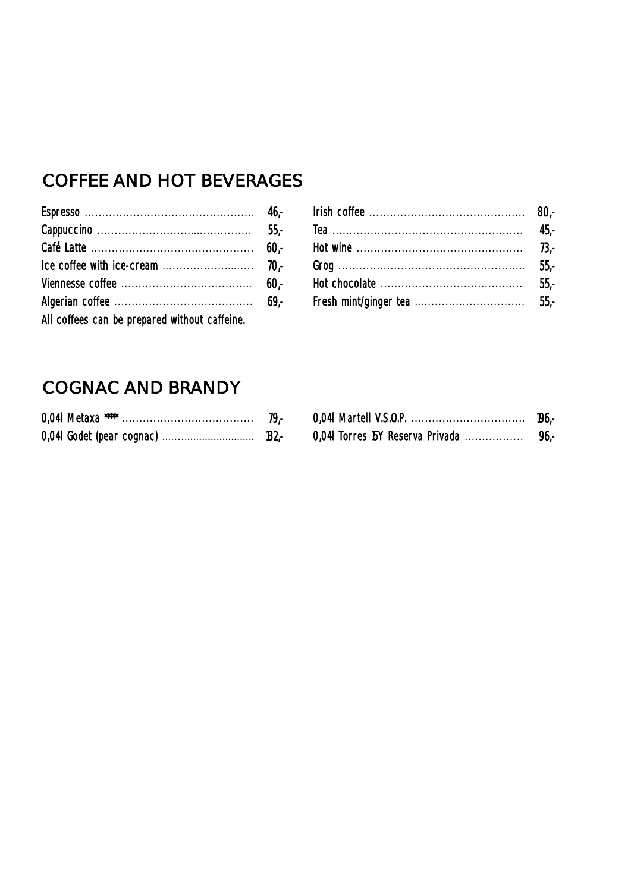## COFFEE AND HOT BEVERAGES

| | |
|---|---|
| Espresso | 46,- |
| Cappuccino | 55,- |
| Café Latte | 60,- |
| Ice coffee with ice-cream | 70,- |
| Viennesse coffee | 60,- |
| Algerian coffee | 69,- |
| Irish coffee | 80,- |
| Tea | 45,- |
| Hot wine | 73,- |
| Grog | 55,- |
| Hot chocolate | 55,- |
| Fresh mint/ginger tea | 55,- |

All coffees can be prepared without caffeine.

## COGNAC AND BRANDY

| | |
|---|---|
| 0,04l Metaxa ***** | 79,- |
| 0,04l Godet (pear cognac) | 132,- |
| 0,04l Martell V.S.O.P. | 196,- |
| 0,04l Torres 15Y Reserva Privada | 96,- |